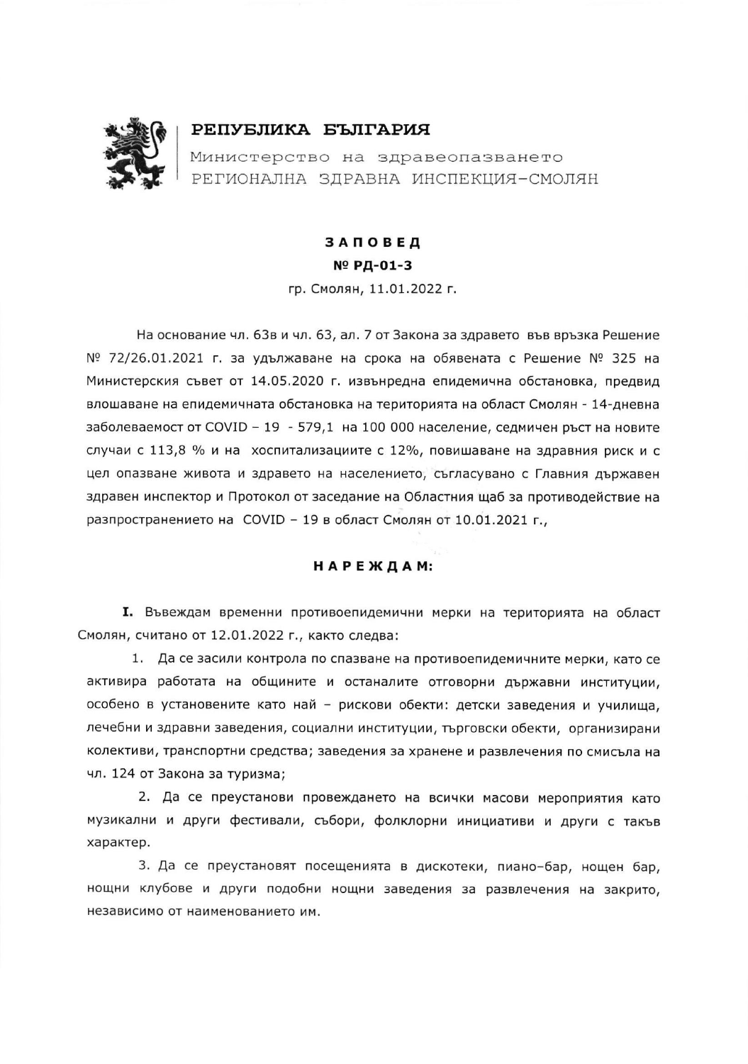**РЕПУБЛИКА БЪЛГАРИЯ**

Министерство на здравеопазването

РЕГИОНАЛНА ЗДРАВНА ИНСПЕКЦИЯ-СМОЛЯН

# ЗАПОВЕД

## № РД-01-3

гр. Смолян, 11.01.2022 г.

На основание чл. 63в и чл. 63, ал. 7 от Закона за здравето във връзка Решение № 72/26.01.2021 г. за удължаване на срока на обявената с Решение № 325 на Министерския съвет от 14.05.2020 г. извънредна епидемична обстановка, предвид влошаване на епидемичната обстановка на територията на област Смолян - 14-дневна заболеваемост от COVID – 19 - 579,1 на 100 000 население, седмичен ръст на новите случаи с 113,8 % и на хоспитализациите с 12%, повишаване на здравния риск и с цел опазване живота и здравето на населението, съгласувано с Главния държавен здравен инспектор и Протокол от заседание на Областния щаб за противодействие на разпространението на COVID – 19 в област Смолян от 10.01.2021 г.,

**НАРЕЖДАМ:**

**I.** Въвеждам временни противоепидемични мерки на територията на област Смолян, считано от 12.01.2022 г., както следва:

1. Да се засили контрола по спазване на противоепидемичните мерки, като се активира работата на общините и останалите отговорни държавни институции, особено в установените като най – рискови обекти: детски заведения и училища, лечебни и здравни заведения, социални институции, търговски обекти, организирани колективи, транспортни средства; заведения за хранене и развлечения по смисъла на чл. 124 от Закона за туризма;

2. Да се преустанови провеждането на всички масови мероприятия като музикални и други фестивали, събори, фолклорни инициативи и други с такъв характер.

3. Да се преустановят посещенията в дискотеки, пиано–бар, нощен бар, нощни клубове и други подобни нощни заведения за развлечения на закрито, независимо от наименованието им.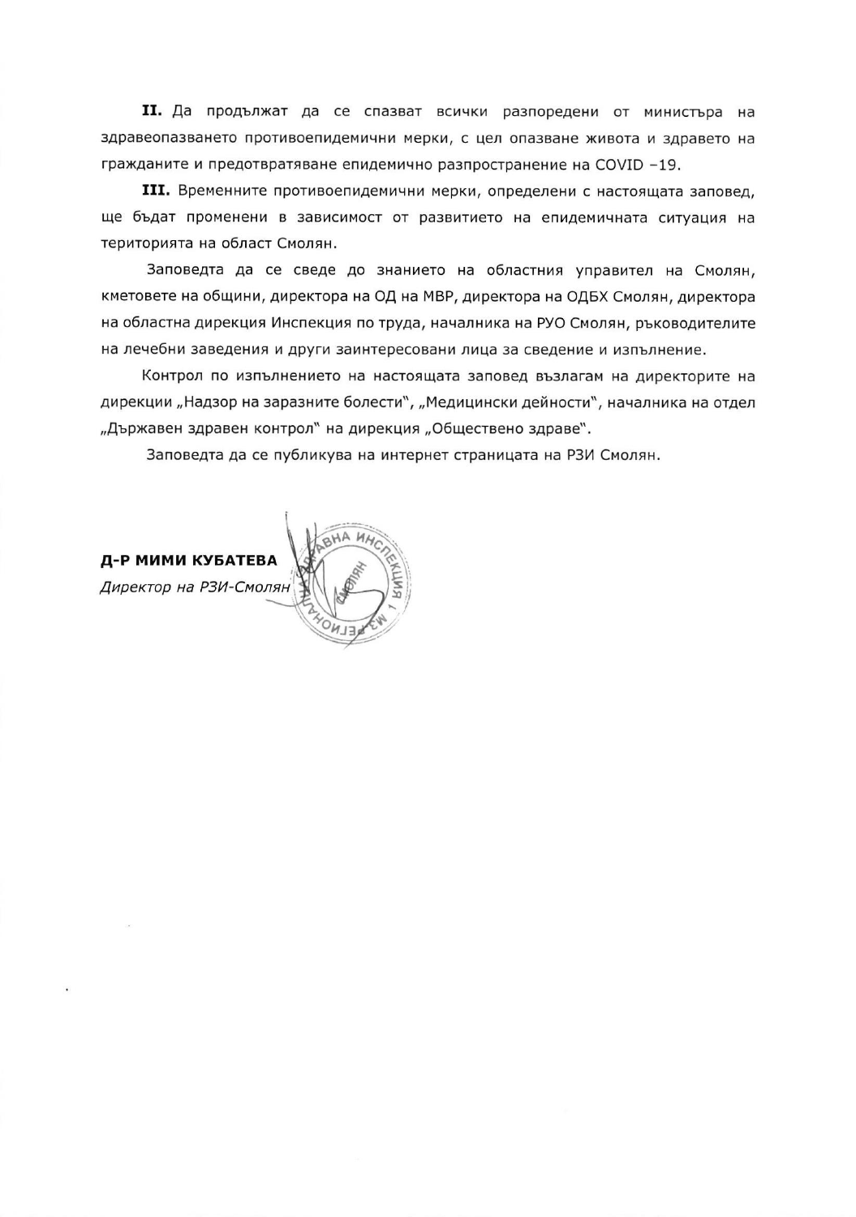**II.** Да продължат да се спазват всички разпоредени от министъра на здравеопазването противоепидемични мерки, с цел опазване живота и здравето на гражданите и предотвратяване епидемично разпространение на COVID –19.

**III.** Временните противоепидемични мерки, определени с настоящата заповед, ще бъдат променени в зависимост от развитието на епидемичната ситуация на територията на област Смолян.

Заповедта да се сведе до знанието на областния управител на Смолян, кметовете на общини, директора на ОД на МВР, директора на ОДБХ Смолян, директора на областна дирекция Инспекция по труда, началника на РУО Смолян, ръководителите на лечебни заведения и други заинтересовани лица за сведение и изпълнение.

Контрол по изпълнението на настоящата заповед възлагам на директорите на дирекции „Надзор на заразните болести", „Медицински дейности", началника на отдел „Държавен здравен контрол" на дирекция „Обществено здраве".

Заповедта да се публикува на интернет страницата на РЗИ Смолян.

**Д-Р МИМИ КУБАТЕВА**

*Директор на РЗИ-Смолян*